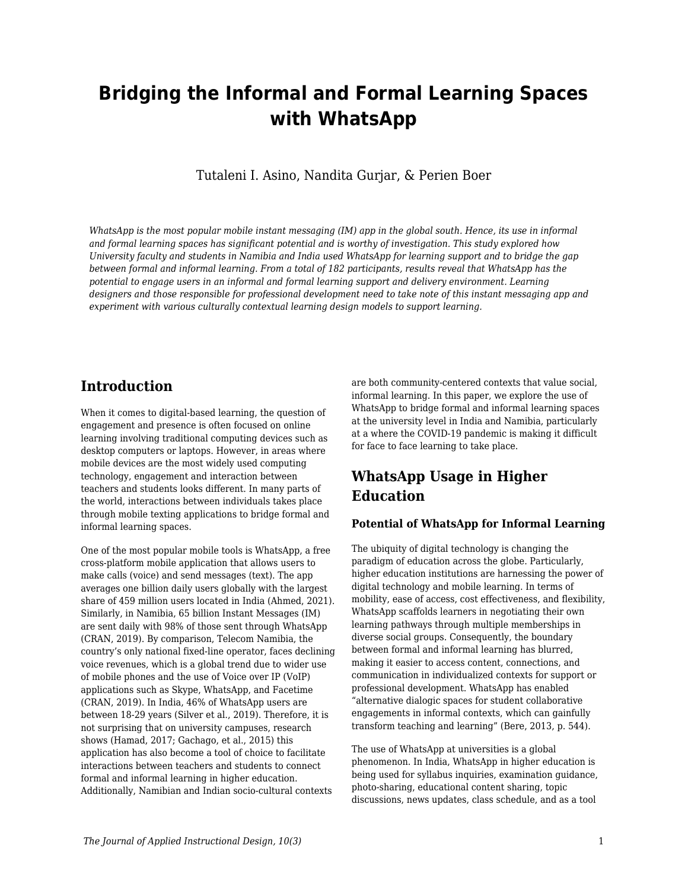# Bridging the Informal and Formal Learning Spaces with WhatsApp

Tutaleni I. Asino, Nandita Gurjar, & Perien Boer

*WhatsApp is the most popular mobile instant messaging (IM) app in the global south. Hence, its use in informal and formal learning spaces has significant potential and is worthy of investigation. This study explored how University faculty and students in Namibia and India used WhatsApp for learning support and to bridge the gap between formal and informal learning. From a total of 182 participants, results reveal that WhatsApp has the potential to engage users in an informal and formal learning support and delivery environment. Learning designers and those responsible for professional development need to take note of this instant messaging app and experiment with various culturally contextual learning design models to support learning.*

## Introduction

When it comes to digital-based learning, the question of engagement and presence is often focused on online learning involving traditional computing devices such as desktop computers or laptops. However, in areas where mobile devices are the most widely used computing technology, engagement and interaction between teachers and students looks different. In many parts of the world, interactions between individuals takes place through mobile texting applications to bridge formal and informal learning spaces.

One of the most popular mobile tools is WhatsApp, a free cross-platform mobile application that allows users to make calls (voice) and send messages (text). The app averages one billion daily users globally with the largest share of 459 million users located in India (Ahmed, 2021). Similarly, in Namibia, 65 billion Instant Messages (IM) are sent daily with 98% of those sent through WhatsApp (CRAN, 2019). By comparison, Telecom Namibia, the country's only national fixed-line operator, faces declining voice revenues, which is a global trend due to wider use of mobile phones and the use of Voice over IP (VoIP) applications such as Skype, WhatsApp, and Facetime (CRAN, 2019). In India, 46% of WhatsApp users are between 18-29 years (Silver et al., 2019). Therefore, it is not surprising that on university campuses, research shows (Hamad, 2017; Gachago, et al., 2015) this application has also become a tool of choice to facilitate interactions between teachers and students to connect formal and informal learning in higher education. Additionally, Namibian and Indian socio-cultural contexts are both community-centered contexts that value social, informal learning. In this paper, we explore the use of WhatsApp to bridge formal and informal learning spaces at the university level in India and Namibia, particularly at a where the COVID-19 pandemic is making it difficult for face to face learning to take place.

## WhatsApp Usage in Higher Education

### Potential of WhatsApp for Informal Learning

The ubiquity of digital technology is changing the paradigm of education across the globe. Particularly, higher education institutions are harnessing the power of digital technology and mobile learning. In terms of mobility, ease of access, cost effectiveness, and flexibility, WhatsApp scaffolds learners in negotiating their own learning pathways through multiple memberships in diverse social groups. Consequently, the boundary between formal and informal learning has blurred, making it easier to access content, connections, and communication in individualized contexts for support or professional development. WhatsApp has enabled "alternative dialogic spaces for student collaborative engagements in informal contexts, which can gainfully transform teaching and learning" (Bere, 2013, p. 544).

The use of WhatsApp at universities is a global phenomenon. In India, WhatsApp in higher education is being used for syllabus inquiries, examination guidance, photo-sharing, educational content sharing, topic discussions, news updates, class schedule, and as a tool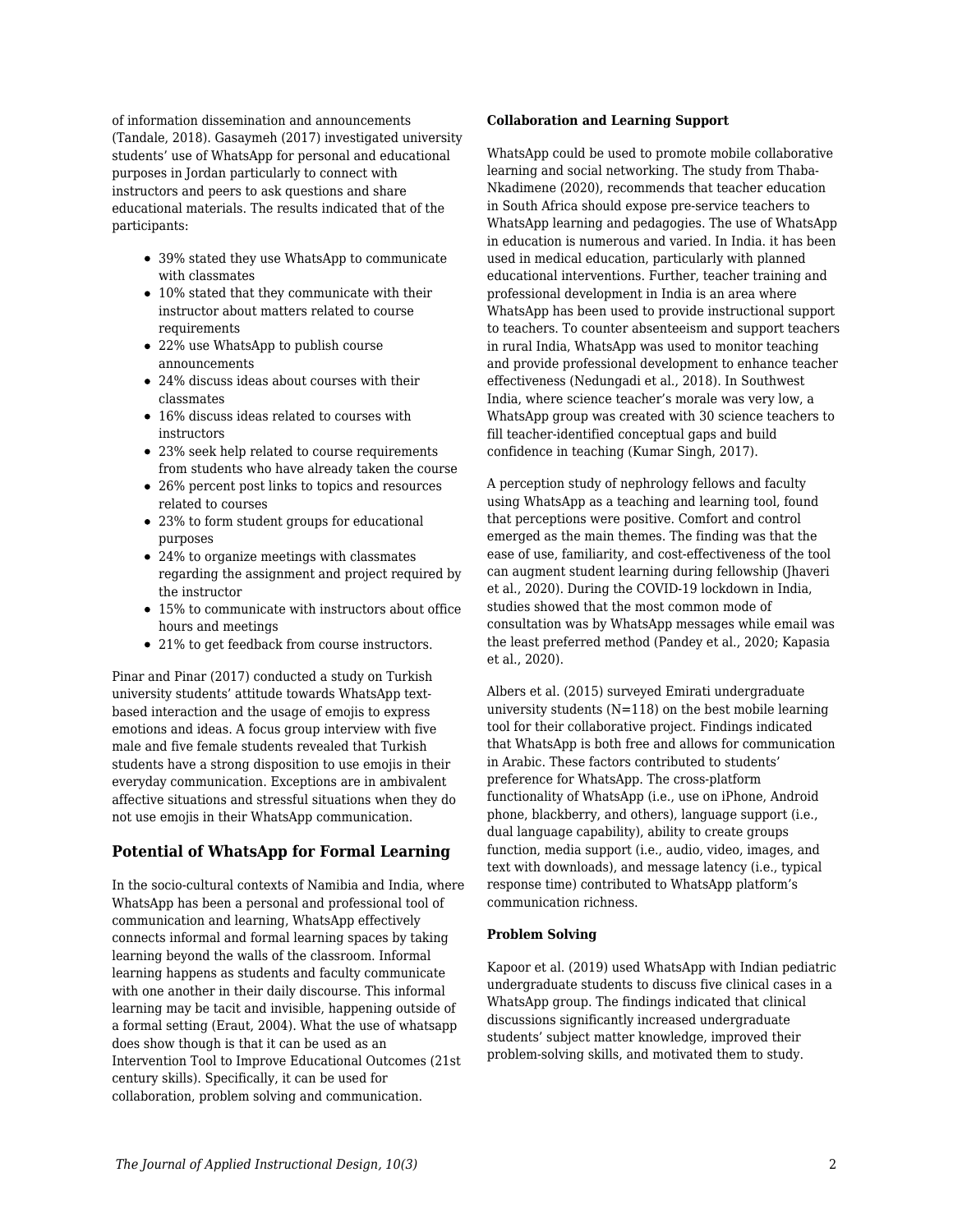of information dissemination and announcements (Tandale, 2018). Gasaymeh (2017) investigated university students' use of WhatsApp for personal and educational purposes in Jordan particularly to connect with instructors and peers to ask questions and share educational materials. The results indicated that of the participants:

- 39% stated they use WhatsApp to communicate with classmates
- 10% stated that they communicate with their instructor about matters related to course requirements
- 22% use WhatsApp to publish course announcements
- 24% discuss ideas about courses with their classmates
- 16% discuss ideas related to courses with instructors
- 23% seek help related to course requirements from students who have already taken the course
- 26% percent post links to topics and resources related to courses
- 23% to form student groups for educational purposes
- 24% to organize meetings with classmates regarding the assignment and project required by the instructor
- 15% to communicate with instructors about office hours and meetings
- 21% to get feedback from course instructors.

Pinar and Pinar (2017) conducted a study on Turkish university students' attitude towards WhatsApp text-based interaction and the usage of emojis to express emotions and ideas. A focus group interview with five male and five female students revealed that Turkish students have a strong disposition to use emojis in their everyday communication. Exceptions are in ambivalent affective situations and stressful situations when they do not use emojis in their WhatsApp communication.

## Potential of WhatsApp for Formal Learning

In the socio-cultural contexts of Namibia and India, where WhatsApp has been a personal and professional tool of communication and learning, WhatsApp effectively connects informal and formal learning spaces by taking learning beyond the walls of the classroom. Informal learning happens as students and faculty communicate with one another in their daily discourse. This informal learning may be tacit and invisible, happening outside of a formal setting (Eraut, 2004). What the use of whatsapp does show though is that it can be used as an Intervention Tool to Improve Educational Outcomes (21st century skills). Specifically, it can be used for collaboration, problem solving and communication.

### Collaboration and Learning Support

WhatsApp could be used to promote mobile collaborative learning and social networking. The study from Thaba-Nkadimene (2020), recommends that teacher education in South Africa should expose pre-service teachers to WhatsApp learning and pedagogies. The use of WhatsApp in education is numerous and varied. In India. it has been used in medical education, particularly with planned educational interventions. Further, teacher training and professional development in India is an area where WhatsApp has been used to provide instructional support to teachers. To counter absenteeism and support teachers in rural India, WhatsApp was used to monitor teaching and provide professional development to enhance teacher effectiveness (Nedungadi et al., 2018). In Southwest India, where science teacher's morale was very low, a WhatsApp group was created with 30 science teachers to fill teacher-identified conceptual gaps and build confidence in teaching (Kumar Singh, 2017).

A perception study of nephrology fellows and faculty using WhatsApp as a teaching and learning tool, found that perceptions were positive. Comfort and control emerged as the main themes. The finding was that the ease of use, familiarity, and cost-effectiveness of the tool can augment student learning during fellowship (Jhaveri et al., 2020). During the COVID-19 lockdown in India, studies showed that the most common mode of consultation was by WhatsApp messages while email was the least preferred method (Pandey et al., 2020; Kapasia et al., 2020).

Albers et al. (2015) surveyed Emirati undergraduate university students (N=118) on the best mobile learning tool for their collaborative project. Findings indicated that WhatsApp is both free and allows for communication in Arabic. These factors contributed to students' preference for WhatsApp. The cross-platform functionality of WhatsApp (i.e., use on iPhone, Android phone, blackberry, and others), language support (i.e., dual language capability), ability to create groups function, media support (i.e., audio, video, images, and text with downloads), and message latency (i.e., typical response time) contributed to WhatsApp platform's communication richness.

### Problem Solving

Kapoor et al. (2019) used WhatsApp with Indian pediatric undergraduate students to discuss five clinical cases in a WhatsApp group. The findings indicated that clinical discussions significantly increased undergraduate students' subject matter knowledge, improved their problem-solving skills, and motivated them to study.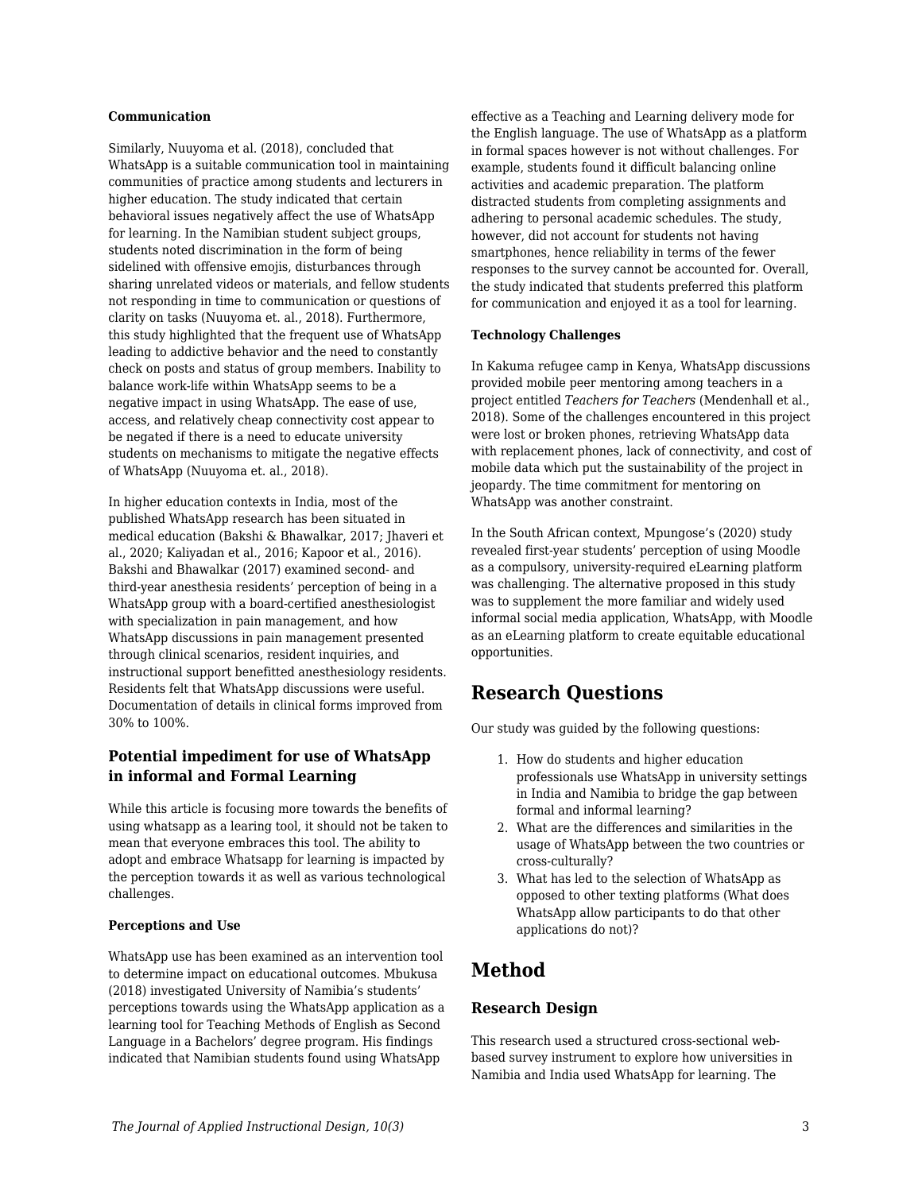**Communication**

Similarly, Nuuyoma et al. (2018), concluded that WhatsApp is a suitable communication tool in maintaining communities of practice among students and lecturers in higher education. The study indicated that certain behavioral issues negatively affect the use of WhatsApp for learning. In the Namibian student subject groups, students noted discrimination in the form of being sidelined with offensive emojis, disturbances through sharing unrelated videos or materials, and fellow students not responding in time to communication or questions of clarity on tasks (Nuuyoma et. al., 2018). Furthermore, this study highlighted that the frequent use of WhatsApp leading to addictive behavior and the need to constantly check on posts and status of group members. Inability to balance work-life within WhatsApp seems to be a negative impact in using WhatsApp. The ease of use, access, and relatively cheap connectivity cost appear to be negated if there is a need to educate university students on mechanisms to mitigate the negative effects of WhatsApp (Nuuyoma et. al., 2018).

In higher education contexts in India, most of the published WhatsApp research has been situated in medical education (Bakshi & Bhawalkar, 2017; Jhaveri et al., 2020; Kaliyadan et al., 2016; Kapoor et al., 2016). Bakshi and Bhawalkar (2017) examined second- and third-year anesthesia residents' perception of being in a WhatsApp group with a board-certified anesthesiologist with specialization in pain management, and how WhatsApp discussions in pain management presented through clinical scenarios, resident inquiries, and instructional support benefitted anesthesiology residents. Residents felt that WhatsApp discussions were useful. Documentation of details in clinical forms improved from 30% to 100%.

### Potential impediment for use of WhatsApp in informal and Formal Learning

While this article is focusing more towards the benefits of using whatsapp as a learing tool, it should not be taken to mean that everyone embraces this tool. The ability to adopt and embrace Whatsapp for learning is impacted by the perception towards it as well as various technological challenges.

**Perceptions and Use**

WhatsApp use has been examined as an intervention tool to determine impact on educational outcomes. Mbukusa (2018) investigated University of Namibia's students' perceptions towards using the WhatsApp application as a learning tool for Teaching Methods of English as Second Language in a Bachelors' degree program. His findings indicated that Namibian students found using WhatsApp effective as a Teaching and Learning delivery mode for the English language. The use of WhatsApp as a platform in formal spaces however is not without challenges. For example, students found it difficult balancing online activities and academic preparation. The platform distracted students from completing assignments and adhering to personal academic schedules. The study, however, did not account for students not having smartphones, hence reliability in terms of the fewer responses to the survey cannot be accounted for. Overall, the study indicated that students preferred this platform for communication and enjoyed it as a tool for learning.

**Technology Challenges**

In Kakuma refugee camp in Kenya, WhatsApp discussions provided mobile peer mentoring among teachers in a project entitled *Teachers for Teachers* (Mendenhall et al., 2018). Some of the challenges encountered in this project were lost or broken phones, retrieving WhatsApp data with replacement phones, lack of connectivity, and cost of mobile data which put the sustainability of the project in jeopardy. The time commitment for mentoring on WhatsApp was another constraint.

In the South African context, Mpungose's (2020) study revealed first-year students' perception of using Moodle as a compulsory, university-required eLearning platform was challenging. The alternative proposed in this study was to supplement the more familiar and widely used informal social media application, WhatsApp, with Moodle as an eLearning platform to create equitable educational opportunities.

## Research Questions

Our study was guided by the following questions:

1. How do students and higher education professionals use WhatsApp in university settings in India and Namibia to bridge the gap between formal and informal learning?
2. What are the differences and similarities in the usage of WhatsApp between the two countries or cross-culturally?
3. What has led to the selection of WhatsApp as opposed to other texting platforms (What does WhatsApp allow participants to do that other applications do not)?

## Method

### Research Design

This research used a structured cross-sectional web-based survey instrument to explore how universities in Namibia and India used WhatsApp for learning. The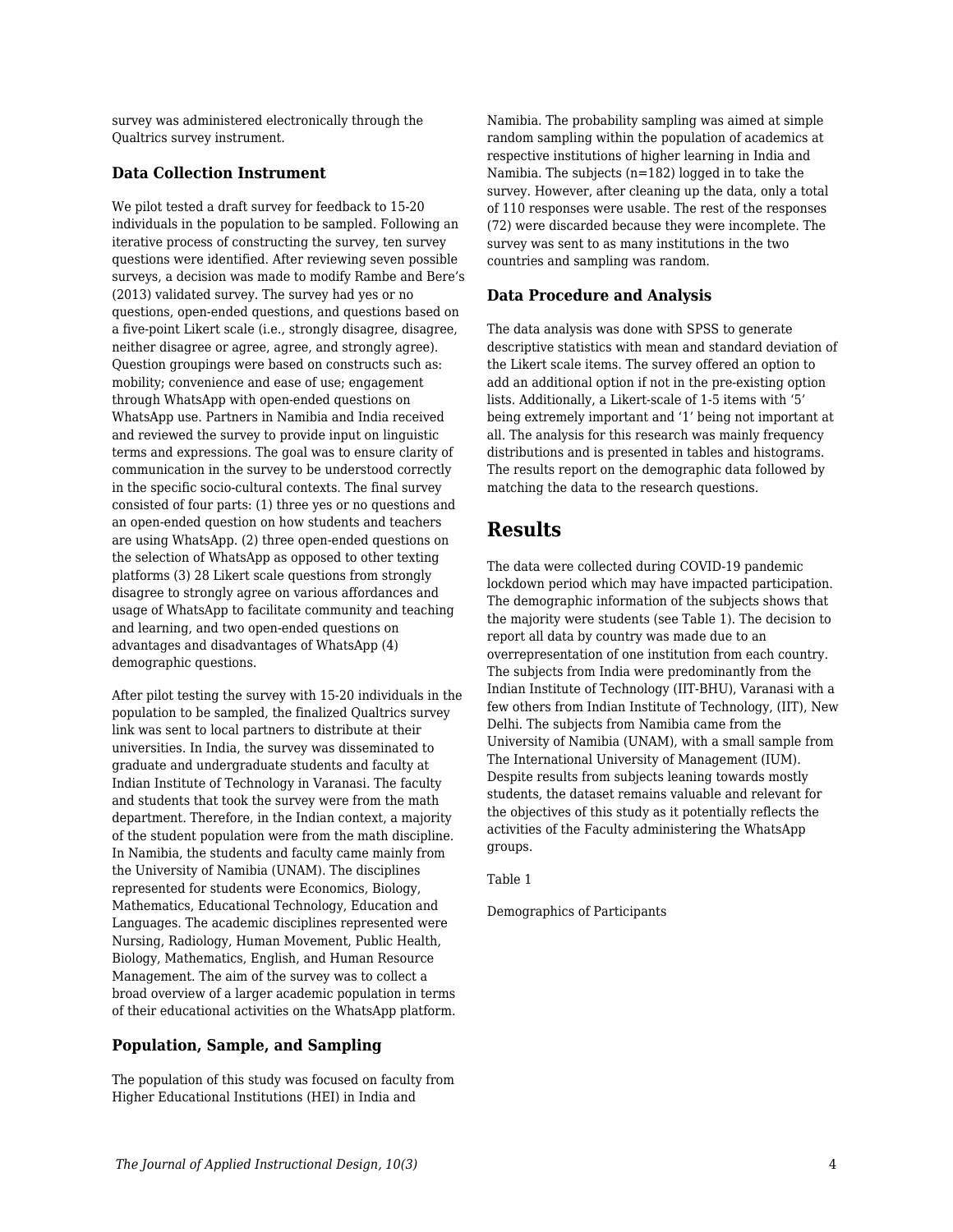survey was administered electronically through the Qualtrics survey instrument.

### Data Collection Instrument

We pilot tested a draft survey for feedback to 15-20 individuals in the population to be sampled. Following an iterative process of constructing the survey, ten survey questions were identified. After reviewing seven possible surveys, a decision was made to modify Rambe and Bere's (2013) validated survey. The survey had yes or no questions, open-ended questions, and questions based on a five-point Likert scale (i.e., strongly disagree, disagree, neither disagree or agree, agree, and strongly agree). Question groupings were based on constructs such as: mobility; convenience and ease of use; engagement through WhatsApp with open-ended questions on WhatsApp use. Partners in Namibia and India received and reviewed the survey to provide input on linguistic terms and expressions. The goal was to ensure clarity of communication in the survey to be understood correctly in the specific socio-cultural contexts. The final survey consisted of four parts: (1) three yes or no questions and an open-ended question on how students and teachers are using WhatsApp. (2) three open-ended questions on the selection of WhatsApp as opposed to other texting platforms (3) 28 Likert scale questions from strongly disagree to strongly agree on various affordances and usage of WhatsApp to facilitate community and teaching and learning, and two open-ended questions on advantages and disadvantages of WhatsApp (4) demographic questions.

After pilot testing the survey with 15-20 individuals in the population to be sampled, the finalized Qualtrics survey link was sent to local partners to distribute at their universities. In India, the survey was disseminated to graduate and undergraduate students and faculty at Indian Institute of Technology in Varanasi. The faculty and students that took the survey were from the math department. Therefore, in the Indian context, a majority of the student population were from the math discipline. In Namibia, the students and faculty came mainly from the University of Namibia (UNAM). The disciplines represented for students were Economics, Biology, Mathematics, Educational Technology, Education and Languages. The academic disciplines represented were Nursing, Radiology, Human Movement, Public Health, Biology, Mathematics, English, and Human Resource Management. The aim of the survey was to collect a broad overview of a larger academic population in terms of their educational activities on the WhatsApp platform.

### Population, Sample, and Sampling

The population of this study was focused on faculty from Higher Educational Institutions (HEI) in India and Namibia. The probability sampling was aimed at simple random sampling within the population of academics at respective institutions of higher learning in India and Namibia. The subjects (n=182) logged in to take the survey. However, after cleaning up the data, only a total of 110 responses were usable. The rest of the responses (72) were discarded because they were incomplete. The survey was sent to as many institutions in the two countries and sampling was random.

### Data Procedure and Analysis

The data analysis was done with SPSS to generate descriptive statistics with mean and standard deviation of the Likert scale items. The survey offered an option to add an additional option if not in the pre-existing option lists. Additionally, a Likert-scale of 1-5 items with '5' being extremely important and '1' being not important at all. The analysis for this research was mainly frequency distributions and is presented in tables and histograms. The results report on the demographic data followed by matching the data to the research questions.

## Results

The data were collected during COVID-19 pandemic lockdown period which may have impacted participation. The demographic information of the subjects shows that the majority were students (see Table 1). The decision to report all data by country was made due to an overrepresentation of one institution from each country. The subjects from India were predominantly from the Indian Institute of Technology (IIT-BHU), Varanasi with a few others from Indian Institute of Technology, (IIT), New Delhi. The subjects from Namibia came from the University of Namibia (UNAM), with a small sample from The International University of Management (IUM). Despite results from subjects leaning towards mostly students, the dataset remains valuable and relevant for the objectives of this study as it potentially reflects the activities of the Faculty administering the WhatsApp groups.

Table 1

Demographics of Participants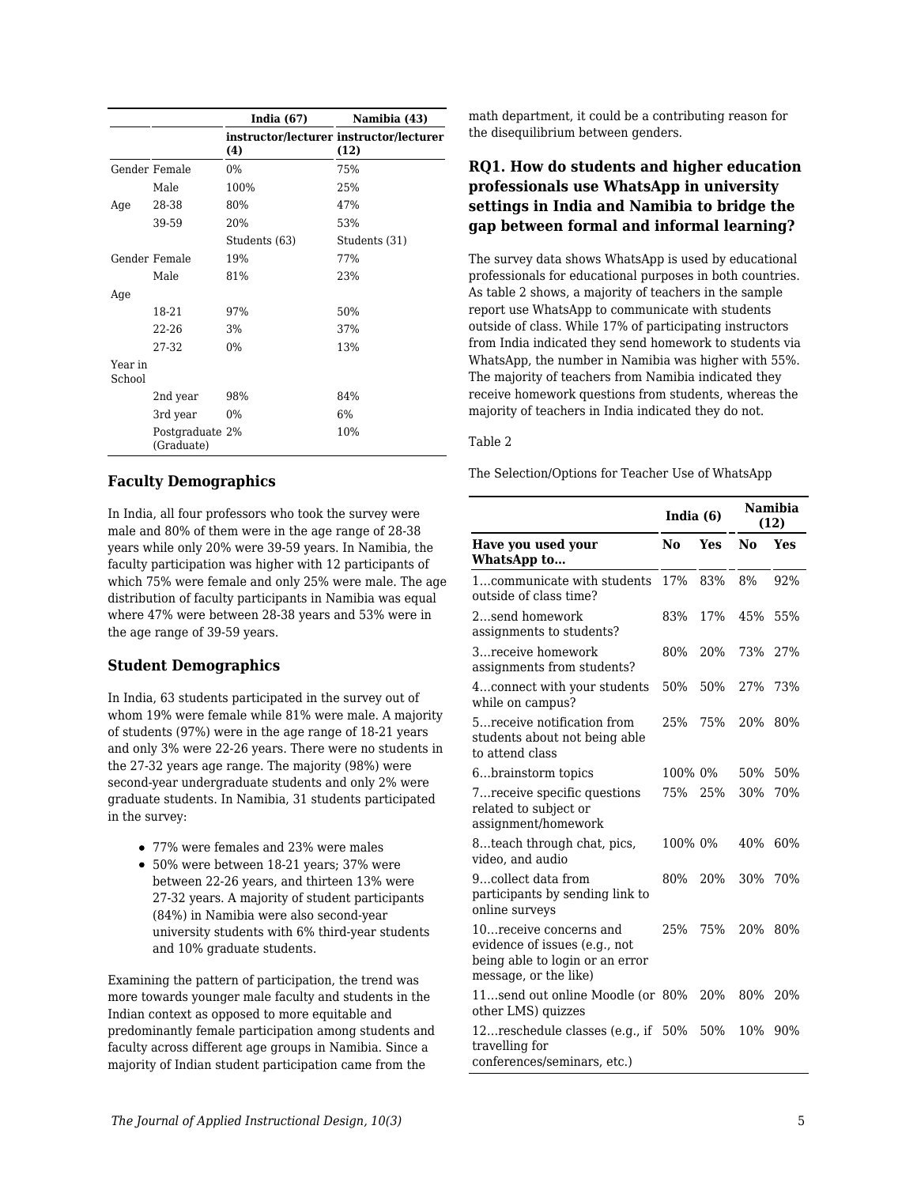| | | India (67) | Namibia (43) |
|---|---|---|---|
| | | instructor/lecturer (4) | instructor/lecturer (12) |
| Gender | Female | 0% | 75% |
| | Male | 100% | 25% |
| Age | 28-38 | 80% | 47% |
| | 39-59 | 20% | 53% |
| | | Students (63) | Students (31) |
| Gender | Female | 19% | 77% |
| | Male | 81% | 23% |
| Age | | | |
| | 18-21 | 97% | 50% |
| | 22-26 | 3% | 37% |
| | 27-32 | 0% | 13% |
| Year in School | | | |
| | 2nd year | 98% | 84% |
| | 3rd year | 0% | 6% |
| | Postgraduate (Graduate) | 2% | 10% |

### Faculty Demographics

In India, all four professors who took the survey were male and 80% of them were in the age range of 28-38 years while only 20% were 39-59 years. In Namibia, the faculty participation was higher with 12 participants of which 75% were female and only 25% were male. The age distribution of faculty participants in Namibia was equal where 47% were between 28-38 years and 53% were in the age range of 39-59 years.

### Student Demographics

In India, 63 students participated in the survey out of whom 19% were female while 81% were male. A majority of students (97%) were in the age range of 18-21 years and only 3% were 22-26 years. There were no students in the 27-32 years age range. The majority (98%) were second-year undergraduate students and only 2% were graduate students. In Namibia, 31 students participated in the survey:

- 77% were females and 23% were males
- 50% were between 18-21 years; 37% were between 22-26 years, and thirteen 13% were 27-32 years. A majority of student participants (84%) in Namibia were also second-year university students with 6% third-year students and 10% graduate students.

Examining the pattern of participation, the trend was more towards younger male faculty and students in the Indian context as opposed to more equitable and predominantly female participation among students and faculty across different age groups in Namibia. Since a majority of Indian student participation came from the math department, it could be a contributing reason for the disequilibrium between genders.

### RQ1. How do students and higher education professionals use WhatsApp in university settings in India and Namibia to bridge the gap between formal and informal learning?

The survey data shows WhatsApp is used by educational professionals for educational purposes in both countries. As table 2 shows, a majority of teachers in the sample report use WhatsApp to communicate with students outside of class. While 17% of participating instructors from India indicated they send homework to students via WhatsApp, the number in Namibia was higher with 55%. The majority of teachers from Namibia indicated they receive homework questions from students, whereas the majority of teachers in India indicated they do not.

Table 2

The Selection/Options for Teacher Use of WhatsApp

| | India (6) | | Namibia (12) | |
|---|---|---|---|---|
| **Have you used your WhatsApp to…** | **No** | **Yes** | **No** | **Yes** |
| 1…communicate with students outside of class time? | 17% | 83% | 8% | 92% |
| 2…send homework assignments to students? | 83% | 17% | 45% | 55% |
| 3…receive homework assignments from students? | 80% | 20% | 73% | 27% |
| 4…connect with your students while on campus? | 50% | 50% | 27% | 73% |
| 5…receive notification from students about not being able to attend class | 25% | 75% | 20% | 80% |
| 6…brainstorm topics | 100% | 0% | 50% | 50% |
| 7…receive specific questions related to subject or assignment/homework | 75% | 25% | 30% | 70% |
| 8…teach through chat, pics, video, and audio | 100% | 0% | 40% | 60% |
| 9…collect data from participants by sending link to online surveys | 80% | 20% | 30% | 70% |
| 10…receive concerns and evidence of issues (e.g., not being able to login or an error message, or the like) | 25% | 75% | 20% | 80% |
| 11…send out online Moodle (or other LMS) quizzes | 80% | 20% | 80% | 20% |
| 12…reschedule classes (e.g., if travelling for conferences/seminars, etc.) | 50% | 50% | 10% | 90% |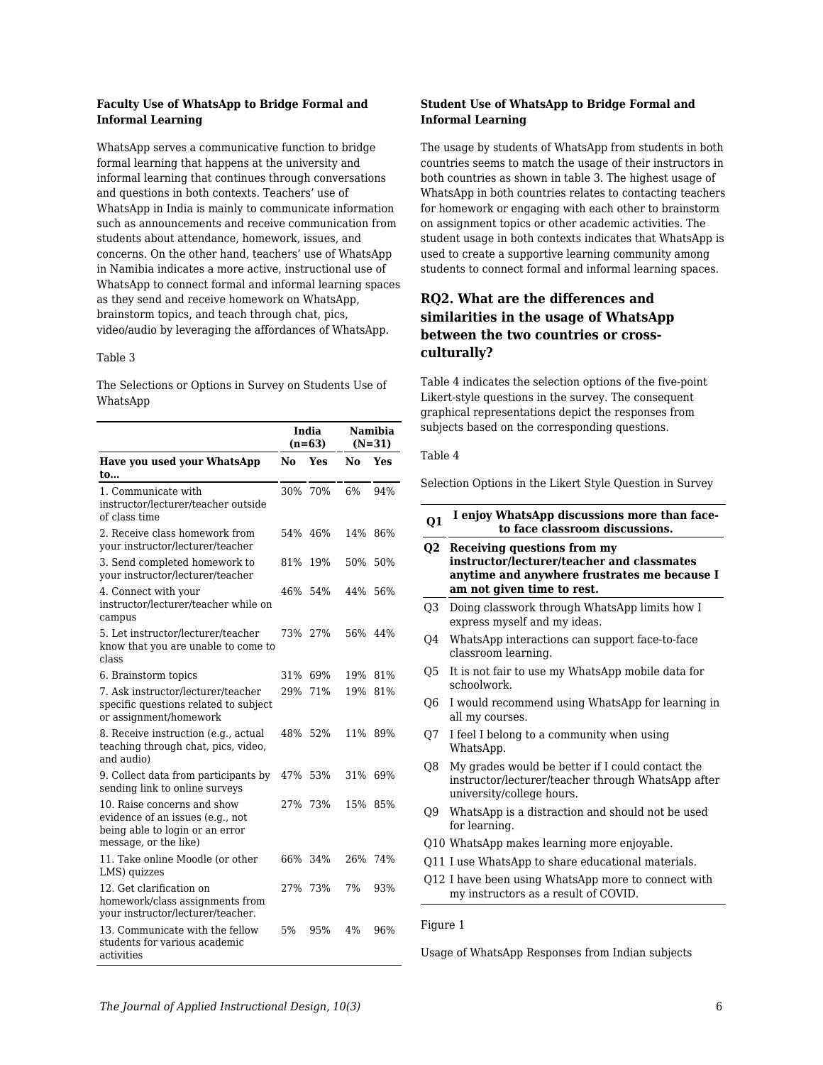### Faculty Use of WhatsApp to Bridge Formal and Informal Learning

WhatsApp serves a communicative function to bridge formal learning that happens at the university and informal learning that continues through conversations and questions in both contexts. Teachers' use of WhatsApp in India is mainly to communicate information such as announcements and receive communication from students about attendance, homework, issues, and concerns. On the other hand, teachers' use of WhatsApp in Namibia indicates a more active, instructional use of WhatsApp to connect formal and informal learning spaces as they send and receive homework on WhatsApp, brainstorm topics, and teach through chat, pics, video/audio by leveraging the affordances of WhatsApp.

Table 3

The Selections or Options in Survey on Students Use of WhatsApp

| | India (n=63) | | Namibia (N=31) | |
|---|---|---|---|---|
| **Have you used your WhatsApp to…** | **No** | **Yes** | **No** | **Yes** |
| 1. Communicate with instructor/lecturer/teacher outside of class time | 30% | 70% | 6% | 94% |
| 2. Receive class homework from your instructor/lecturer/teacher | 54% | 46% | 14% | 86% |
| 3. Send completed homework to your instructor/lecturer/teacher | 81% | 19% | 50% | 50% |
| 4. Connect with your instructor/lecturer/teacher while on campus | 46% | 54% | 44% | 56% |
| 5. Let instructor/lecturer/teacher know that you are unable to come to class | 73% | 27% | 56% | 44% |
| 6. Brainstorm topics | 31% | 69% | 19% | 81% |
| 7. Ask instructor/lecturer/teacher specific questions related to subject or assignment/homework | 29% | 71% | 19% | 81% |
| 8. Receive instruction (e.g., actual teaching through chat, pics, video, and audio) | 48% | 52% | 11% | 89% |
| 9. Collect data from participants by sending link to online surveys | 47% | 53% | 31% | 69% |
| 10. Raise concerns and show evidence of an issues (e.g., not being able to login or an error message, or the like) | 27% | 73% | 15% | 85% |
| 11. Take online Moodle (or other LMS) quizzes | 66% | 34% | 26% | 74% |
| 12. Get clarification on homework/class assignments from your instructor/lecturer/teacher. | 27% | 73% | 7% | 93% |
| 13. Communicate with the fellow students for various academic activities | 5% | 95% | 4% | 96% |

### Student Use of WhatsApp to Bridge Formal and Informal Learning

The usage by students of WhatsApp from students in both countries seems to match the usage of their instructors in both countries as shown in table 3. The highest usage of WhatsApp in both countries relates to contacting teachers for homework or engaging with each other to brainstorm on assignment topics or other academic activities. The student usage in both contexts indicates that WhatsApp is used to create a supportive learning community among students to connect formal and informal learning spaces.

## RQ2. What are the differences and similarities in the usage of WhatsApp between the two countries or cross-culturally?

Table 4 indicates the selection options of the five-point Likert-style questions in the survey. The consequent graphical representations depict the responses from subjects based on the corresponding questions.

Table 4

Selection Options in the Likert Style Question in Survey

| **Q1** | **I enjoy WhatsApp discussions more than face-to face classroom discussions.** |
|---|---|
| **Q2** | **Receiving questions from my instructor/lecturer/teacher and classmates anytime and anywhere frustrates me because I am not given time to rest.** |
| Q3 | Doing classwork through WhatsApp limits how I express myself and my ideas. |
| Q4 | WhatsApp interactions can support face-to-face classroom learning. |
| Q5 | It is not fair to use my WhatsApp mobile data for schoolwork. |
| Q6 | I would recommend using WhatsApp for learning in all my courses. |
| Q7 | I feel I belong to a community when using WhatsApp. |
| Q8 | My grades would be better if I could contact the instructor/lecturer/teacher through WhatsApp after university/college hours. |
| Q9 | WhatsApp is a distraction and should not be used for learning. |
| Q10 | WhatsApp makes learning more enjoyable. |
| Q11 | I use WhatsApp to share educational materials. |
| Q12 | I have been using WhatsApp more to connect with my instructors as a result of COVID. |

Figure 1

Usage of WhatsApp Responses from Indian subjects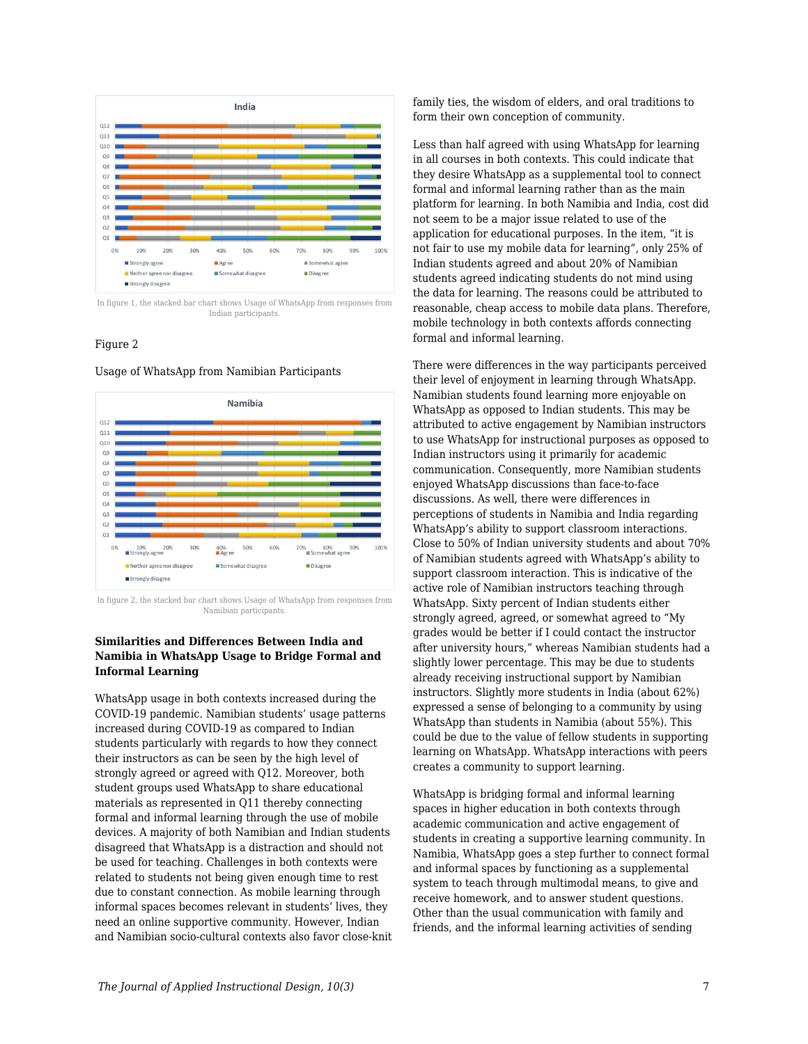In figure 1, the stacked bar chart shows Usage of WhatsApp from responses from Indian participants.

Figure 2

Usage of WhatsApp from Namibian Participants

In figure 2, the stacked bar chart shows Usage of WhatsApp from responses from Namibian participants.

### Similarities and Differences Between India and Namibia in WhatsApp Usage to Bridge Formal and Informal Learning

WhatsApp usage in both contexts increased during the COVID-19 pandemic. Namibian students' usage patterns increased during COVID-19 as compared to Indian students particularly with regards to how they connect their instructors as can be seen by the high level of strongly agreed or agreed with Q12. Moreover, both student groups used WhatsApp to share educational materials as represented in Q11 thereby connecting formal and informal learning through the use of mobile devices. A majority of both Namibian and Indian students disagreed that WhatsApp is a distraction and should not be used for teaching. Challenges in both contexts were related to students not being given enough time to rest due to constant connection. As mobile learning through informal spaces becomes relevant in students' lives, they need an online supportive community. However, Indian and Namibian socio-cultural contexts also favor close-knit family ties, the wisdom of elders, and oral traditions to form their own conception of community.

Less than half agreed with using WhatsApp for learning in all courses in both contexts. This could indicate that they desire WhatsApp as a supplemental tool to connect formal and informal learning rather than as the main platform for learning. In both Namibia and India, cost did not seem to be a major issue related to use of the application for educational purposes. In the item, "it is not fair to use my mobile data for learning", only 25% of Indian students agreed and about 20% of Namibian students agreed indicating students do not mind using the data for learning. The reasons could be attributed to reasonable, cheap access to mobile data plans. Therefore, mobile technology in both contexts affords connecting formal and informal learning.

There were differences in the way participants perceived their level of enjoyment in learning through WhatsApp. Namibian students found learning more enjoyable on WhatsApp as opposed to Indian students. This may be attributed to active engagement by Namibian instructors to use WhatsApp for instructional purposes as opposed to Indian instructors using it primarily for academic communication. Consequently, more Namibian students enjoyed WhatsApp discussions than face-to-face discussions. As well, there were differences in perceptions of students in Namibia and India regarding WhatsApp's ability to support classroom interactions. Close to 50% of Indian university students and about 70% of Namibian students agreed with WhatsApp's ability to support classroom interaction. This is indicative of the active role of Namibian instructors teaching through WhatsApp. Sixty percent of Indian students either strongly agreed, agreed, or somewhat agreed to "My grades would be better if I could contact the instructor after university hours," whereas Namibian students had a slightly lower percentage. This may be due to students already receiving instructional support by Namibian instructors. Slightly more students in India (about 62%) expressed a sense of belonging to a community by using WhatsApp than students in Namibia (about 55%). This could be due to the value of fellow students in supporting learning on WhatsApp. WhatsApp interactions with peers creates a community to support learning.

WhatsApp is bridging formal and informal learning spaces in higher education in both contexts through academic communication and active engagement of students in creating a supportive learning community. In Namibia, WhatsApp goes a step further to connect formal and informal spaces by functioning as a supplemental system to teach through multimodal means, to give and receive homework, and to answer student questions. Other than the usual communication with family and friends, and the informal learning activities of sending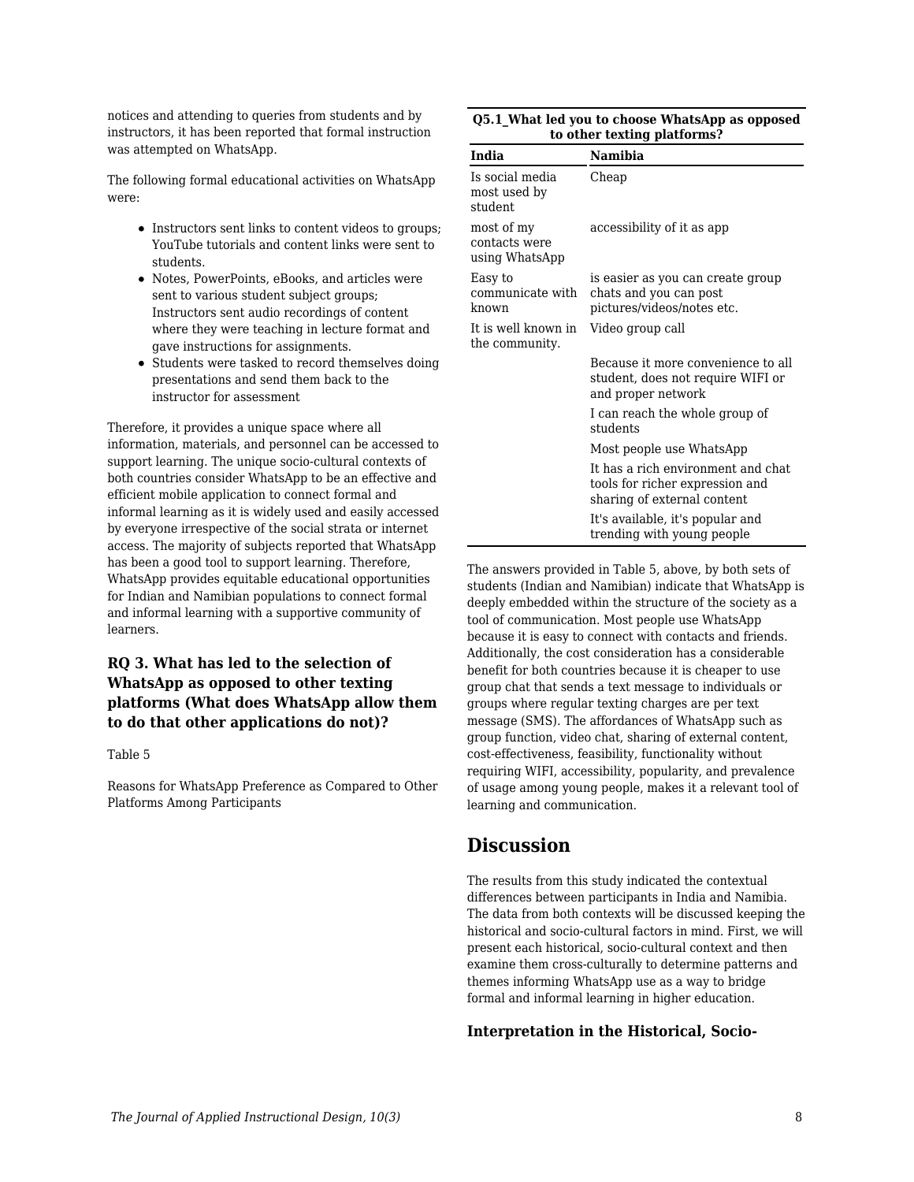notices and attending to queries from students and by instructors, it has been reported that formal instruction was attempted on WhatsApp.

The following formal educational activities on WhatsApp were:

- Instructors sent links to content videos to groups; YouTube tutorials and content links were sent to students.
- Notes, PowerPoints, eBooks, and articles were sent to various student subject groups; Instructors sent audio recordings of content where they were teaching in lecture format and gave instructions for assignments.
- Students were tasked to record themselves doing presentations and send them back to the instructor for assessment

Therefore, it provides a unique space where all information, materials, and personnel can be accessed to support learning. The unique socio-cultural contexts of both countries consider WhatsApp to be an effective and efficient mobile application to connect formal and informal learning as it is widely used and easily accessed by everyone irrespective of the social strata or internet access. The majority of subjects reported that WhatsApp has been a good tool to support learning. Therefore, WhatsApp provides equitable educational opportunities for Indian and Namibian populations to connect formal and informal learning with a supportive community of learners.

### RQ 3. What has led to the selection of WhatsApp as opposed to other texting platforms (What does WhatsApp allow them to do that other applications do not)?

Table 5

Reasons for WhatsApp Preference as Compared to Other Platforms Among Participants

| **Q5.1_What led you to choose WhatsApp as opposed to other texting platforms?** | |
|---|---|
| **India** | **Namibia** |
| Is social media most used by student | Cheap |
| most of my contacts were using WhatsApp | accessibility of it as app |
| Easy to communicate with known | is easier as you can create group chats and you can post pictures/videos/notes etc. |
| It is well known in the community. | Video group call |
| | Because it more convenience to all student, does not require WIFI or and proper network |
| | I can reach the whole group of students |
| | Most people use WhatsApp |
| | It has a rich environment and chat tools for richer expression and sharing of external content |
| | It's available, it's popular and trending with young people |

The answers provided in Table 5, above, by both sets of students (Indian and Namibian) indicate that WhatsApp is deeply embedded within the structure of the society as a tool of communication. Most people use WhatsApp because it is easy to connect with contacts and friends. Additionally, the cost consideration has a considerable benefit for both countries because it is cheaper to use group chat that sends a text message to individuals or groups where regular texting charges are per text message (SMS). The affordances of WhatsApp such as group function, video chat, sharing of external content, cost-effectiveness, feasibility, functionality without requiring WIFI, accessibility, popularity, and prevalence of usage among young people, makes it a relevant tool of learning and communication.

## Discussion

The results from this study indicated the contextual differences between participants in India and Namibia. The data from both contexts will be discussed keeping the historical and socio-cultural factors in mind. First, we will present each historical, socio-cultural context and then examine them cross-culturally to determine patterns and themes informing WhatsApp use as a way to bridge formal and informal learning in higher education.

### Interpretation in the Historical, Socio-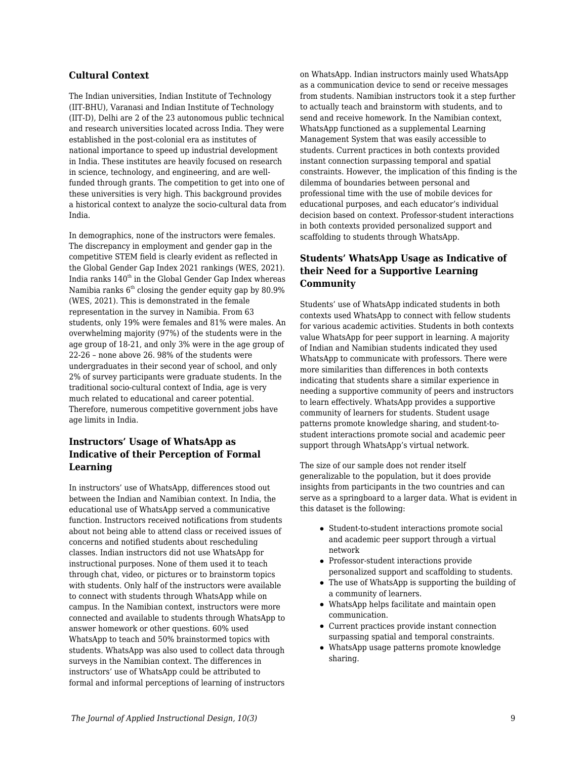### Cultural Context

The Indian universities, Indian Institute of Technology (IIT-BHU), Varanasi and Indian Institute of Technology (IIT-D), Delhi are 2 of the 23 autonomous public technical and research universities located across India. They were established in the post-colonial era as institutes of national importance to speed up industrial development in India. These institutes are heavily focused on research in science, technology, and engineering, and are well-funded through grants. The competition to get into one of these universities is very high. This background provides a historical context to analyze the socio-cultural data from India.

In demographics, none of the instructors were females. The discrepancy in employment and gender gap in the competitive STEM field is clearly evident as reflected in the Global Gender Gap Index 2021 rankings (WES, 2021). India ranks 140th in the Global Gender Gap Index whereas Namibia ranks 6th closing the gender equity gap by 80.9% (WES, 2021). This is demonstrated in the female representation in the survey in Namibia. From 63 students, only 19% were females and 81% were males. An overwhelming majority (97%) of the students were in the age group of 18-21, and only 3% were in the age group of 22-26 – none above 26. 98% of the students were undergraduates in their second year of school, and only 2% of survey participants were graduate students. In the traditional socio-cultural context of India, age is very much related to educational and career potential. Therefore, numerous competitive government jobs have age limits in India.

### Instructors' Usage of WhatsApp as Indicative of their Perception of Formal Learning

In instructors' use of WhatsApp, differences stood out between the Indian and Namibian context. In India, the educational use of WhatsApp served a communicative function. Instructors received notifications from students about not being able to attend class or received issues of concerns and notified students about rescheduling classes. Indian instructors did not use WhatsApp for instructional purposes. None of them used it to teach through chat, video, or pictures or to brainstorm topics with students. Only half of the instructors were available to connect with students through WhatsApp while on campus. In the Namibian context, instructors were more connected and available to students through WhatsApp to answer homework or other questions. 60% used WhatsApp to teach and 50% brainstormed topics with students. WhatsApp was also used to collect data through surveys in the Namibian context. The differences in instructors' use of WhatsApp could be attributed to formal and informal perceptions of learning of instructors on WhatsApp. Indian instructors mainly used WhatsApp as a communication device to send or receive messages from students. Namibian instructors took it a step further to actually teach and brainstorm with students, and to send and receive homework. In the Namibian context, WhatsApp functioned as a supplemental Learning Management System that was easily accessible to students. Current practices in both contexts provided instant connection surpassing temporal and spatial constraints. However, the implication of this finding is the dilemma of boundaries between personal and professional time with the use of mobile devices for educational purposes, and each educator's individual decision based on context. Professor-student interactions in both contexts provided personalized support and scaffolding to students through WhatsApp.

### Students' WhatsApp Usage as Indicative of their Need for a Supportive Learning Community

Students' use of WhatsApp indicated students in both contexts used WhatsApp to connect with fellow students for various academic activities. Students in both contexts value WhatsApp for peer support in learning. A majority of Indian and Namibian students indicated they used WhatsApp to communicate with professors. There were more similarities than differences in both contexts indicating that students share a similar experience in needing a supportive community of peers and instructors to learn effectively. WhatsApp provides a supportive community of learners for students. Student usage patterns promote knowledge sharing, and student-to-student interactions promote social and academic peer support through WhatsApp's virtual network.

The size of our sample does not render itself generalizable to the population, but it does provide insights from participants in the two countries and can serve as a springboard to a larger data. What is evident in this dataset is the following:

- Student-to-student interactions promote social and academic peer support through a virtual network
- Professor-student interactions provide personalized support and scaffolding to students.
- The use of WhatsApp is supporting the building of a community of learners.
- WhatsApp helps facilitate and maintain open communication.
- Current practices provide instant connection surpassing spatial and temporal constraints.
- WhatsApp usage patterns promote knowledge sharing.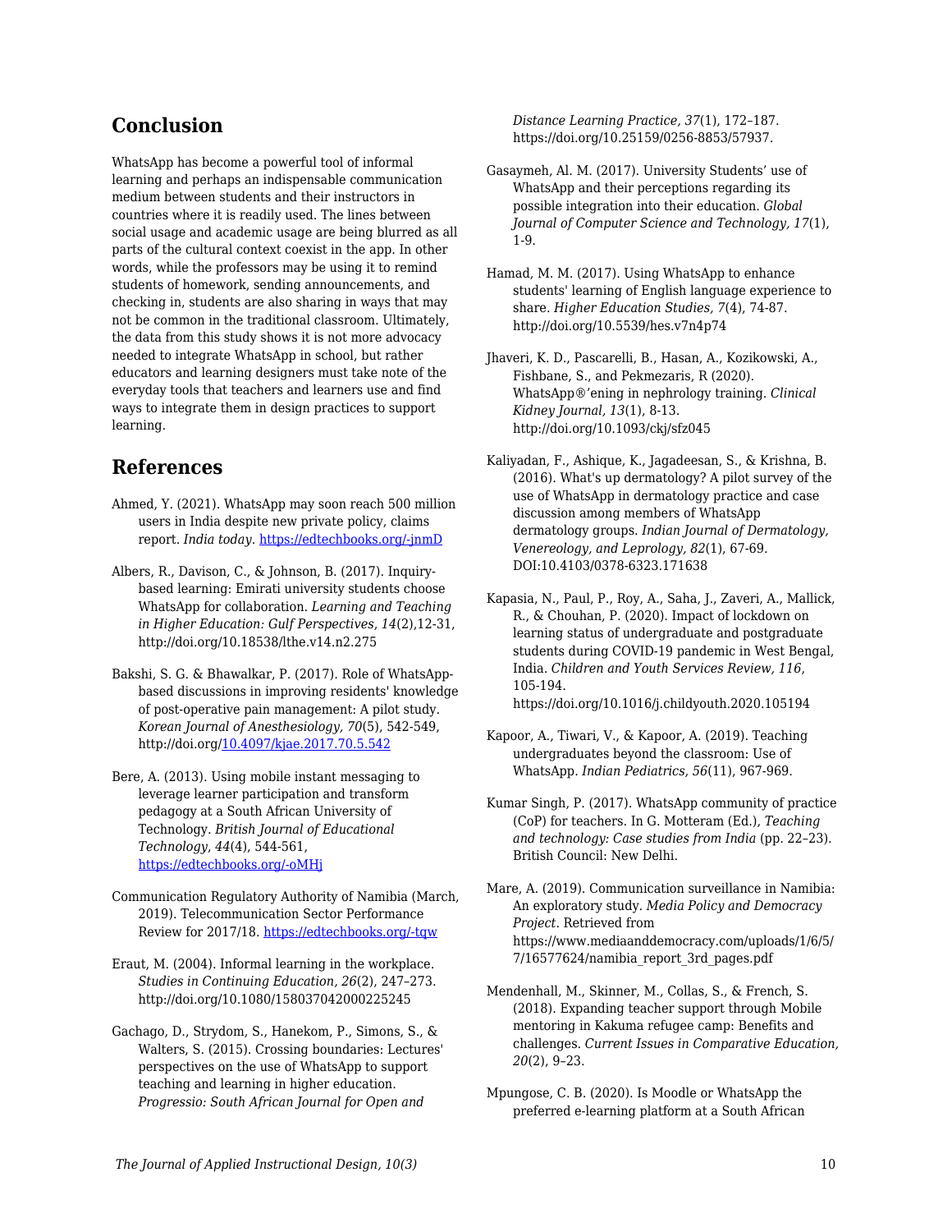## Conclusion

WhatsApp has become a powerful tool of informal learning and perhaps an indispensable communication medium between students and their instructors in countries where it is readily used. The lines between social usage and academic usage are being blurred as all parts of the cultural context coexist in the app. In other words, while the professors may be using it to remind students of homework, sending announcements, and checking in, students are also sharing in ways that may not be common in the traditional classroom. Ultimately, the data from this study shows it is not more advocacy needed to integrate WhatsApp in school, but rather educators and learning designers must take note of the everyday tools that teachers and learners use and find ways to integrate them in design practices to support learning.

## References

Ahmed, Y. (2021). WhatsApp may soon reach 500 million users in India despite new private policy, claims report. *India today*. https://edtechbooks.org/-jnmD

Albers, R., Davison, C., & Johnson, B. (2017). Inquiry-based learning: Emirati university students choose WhatsApp for collaboration. *Learning and Teaching in Higher Education: Gulf Perspectives*, *14*(2),12-31, http://doi.org/10.18538/lthe.v14.n2.275

Bakshi, S. G. & Bhawalkar, P. (2017). Role of WhatsApp-based discussions in improving residents' knowledge of post-operative pain management: A pilot study. *Korean Journal of Anesthesiology, 70*(5), 542-549, http://doi.org/10.4097/kjae.2017.70.5.542

Bere, A. (2013). Using mobile instant messaging to leverage learner participation and transform pedagogy at a South African University of Technology. *British Journal of Educational Technology*, *44*(4), 544-561, https://edtechbooks.org/-oMHj

Communication Regulatory Authority of Namibia (March, 2019). Telecommunication Sector Performance Review for 2017/18. https://edtechbooks.org/-tqw

Eraut, M. (2004). Informal learning in the workplace. *Studies in Continuing Education, 26*(2), 247–273. http://doi.org/10.1080/158037042000225245

Gachago, D., Strydom, S., Hanekom, P., Simons, S., & Walters, S. (2015). Crossing boundaries: Lectures' perspectives on the use of WhatsApp to support teaching and learning in higher education. *Progressio: South African Journal for Open and Distance Learning Practice, 37*(1), 172–187. https://doi.org/10.25159/0256-8853/57937.

Gasaymeh, Al. M. (2017). University Students' use of WhatsApp and their perceptions regarding its possible integration into their education. *Global Journal of Computer Science and Technology, 17*(1), 1-9.

Hamad, M. M. (2017). Using WhatsApp to enhance students' learning of English language experience to share. *Higher Education Studies, 7*(4), 74-87. http://doi.org/10.5539/hes.v7n4p74

Jhaveri, K. D., Pascarelli, B., Hasan, A., Kozikowski, A., Fishbane, S., and Pekmezaris, R (2020). WhatsApp®'ening in nephrology training. *Clinical Kidney Journal, 13*(1), 8-13. http://doi.org/10.1093/ckj/sfz045

Kaliyadan, F., Ashique, K., Jagadeesan, S., & Krishna, B. (2016). What's up dermatology? A pilot survey of the use of WhatsApp in dermatology practice and case discussion among members of WhatsApp dermatology groups. *Indian Journal of Dermatology, Venereology, and Leprology, 82*(1), 67-69. DOI:10.4103/0378-6323.171638

Kapasia, N., Paul, P., Roy, A., Saha, J., Zaveri, A., Mallick, R., & Chouhan, P. (2020). Impact of lockdown on learning status of undergraduate and postgraduate students during COVID-19 pandemic in West Bengal, India. *Children and Youth Services Review, 116*, 105-194. https://doi.org/10.1016/j.childyouth.2020.105194

Kapoor, A., Tiwari, V., & Kapoor, A. (2019). Teaching undergraduates beyond the classroom: Use of WhatsApp. *Indian Pediatrics, 56*(11), 967-969.

Kumar Singh, P. (2017). WhatsApp community of practice (CoP) for teachers. In G. Motteram (Ed.), *Teaching and technology: Case studies from India* (pp. 22–23). British Council: New Delhi.

Mare, A. (2019). Communication surveillance in Namibia: An exploratory study. *Media Policy and Democracy Project*. Retrieved from https://www.mediaanddemocracy.com/uploads/1/6/5/7/16577624/namibia_report_3rd_pages.pdf

Mendenhall, M., Skinner, M., Collas, S., & French, S. (2018). Expanding teacher support through Mobile mentoring in Kakuma refugee camp: Benefits and challenges. *Current Issues in Comparative Education, 20*(2), 9–23.

Mpungose, C. B. (2020). Is Moodle or WhatsApp the preferred e-learning platform at a South African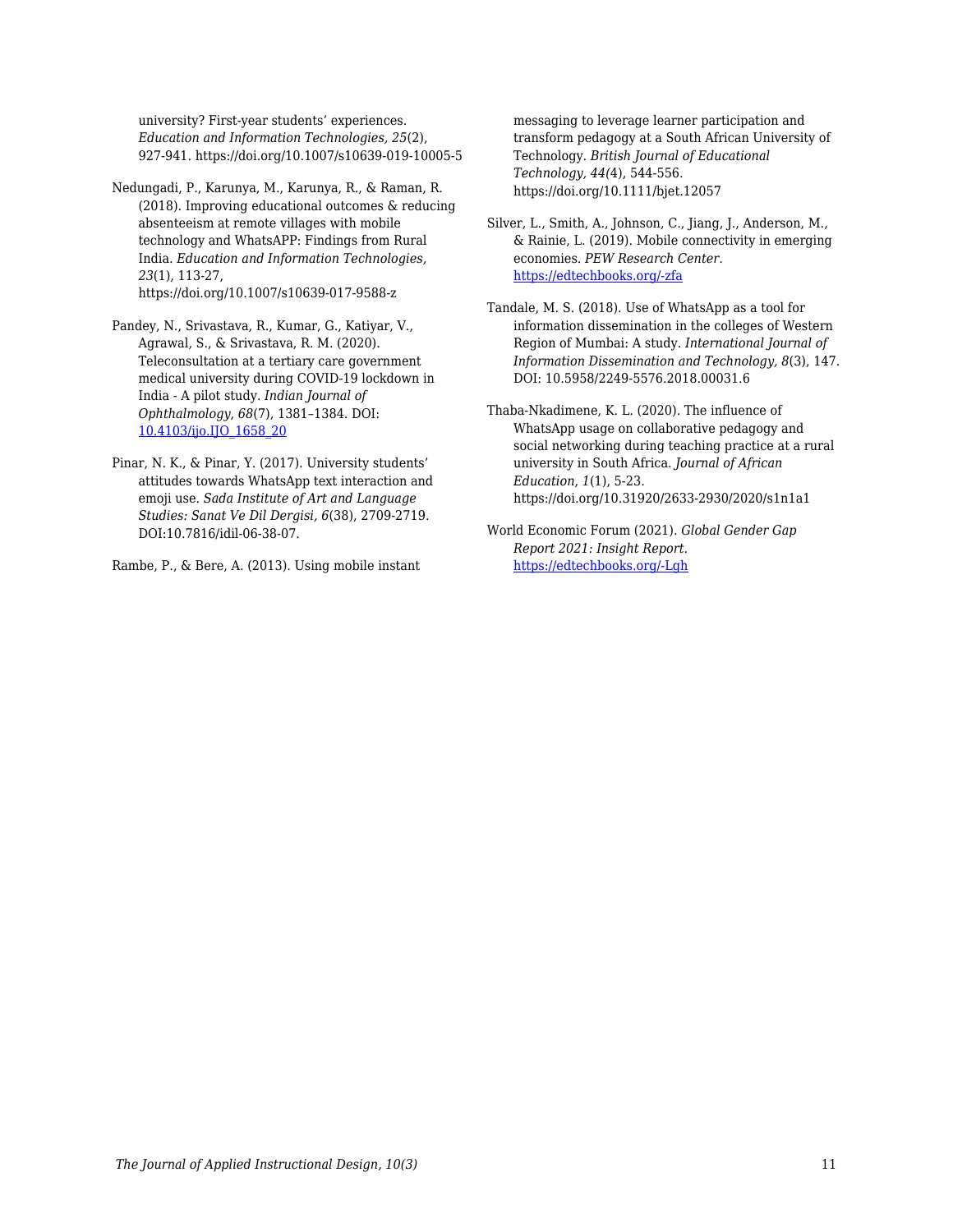university? First-year students' experiences. *Education and Information Technologies, 25*(2), 927-941. https://doi.org/10.1007/s10639-019-10005-5

Nedungadi, P., Karunya, M., Karunya, R., & Raman, R. (2018). Improving educational outcomes & reducing absenteeism at remote villages with mobile technology and WhatsAPP: Findings from Rural India. *Education and Information Technologies, 23*(1), 113-27, https://doi.org/10.1007/s10639-017-9588-z

Pandey, N., Srivastava, R., Kumar, G., Katiyar, V., Agrawal, S., & Srivastava, R. M. (2020). Teleconsultation at a tertiary care government medical university during COVID-19 lockdown in India - A pilot study. *Indian Journal of Ophthalmology, 68*(7), 1381–1384. DOI: [10.4103/ijo.IJO_1658_20](10.4103/ijo.IJO_1658_20)

Pinar, N. K., & Pinar, Y. (2017). University students' attitudes towards WhatsApp text interaction and emoji use. *Sada Institute of Art and Language Studies: Sanat Ve Dil Dergisi, 6*(38), 2709-2719. DOI:10.7816/idil-06-38-07.

Rambe, P., & Bere, A. (2013). Using mobile instant messaging to leverage learner participation and transform pedagogy at a South African University of Technology. *British Journal of Educational Technology, 44(*4), 544-556. https://doi.org/10.1111/bjet.12057

Silver, L., Smith, A., Johnson, C., Jiang, J., Anderson, M., & Rainie, L. (2019). Mobile connectivity in emerging economies. *PEW Research Center.* [https://edtechbooks.org/-zfa](https://edtechbooks.org/-zfa)

Tandale, M. S. (2018). Use of WhatsApp as a tool for information dissemination in the colleges of Western Region of Mumbai: A study. *International Journal of Information Dissemination and Technology, 8*(3), 147. DOI: 10.5958/2249-5576.2018.00031.6

Thaba-Nkadimene, K. L. (2020). The influence of WhatsApp usage on collaborative pedagogy and social networking during teaching practice at a rural university in South Africa. *Journal of African Education, 1*(1), 5-23. https://doi.org/10.31920/2633-2930/2020/s1n1a1

World Economic Forum (2021). *Global Gender Gap Report 2021: Insight Report.* [https://edtechbooks.org/-Lgh](https://edtechbooks.org/-Lgh)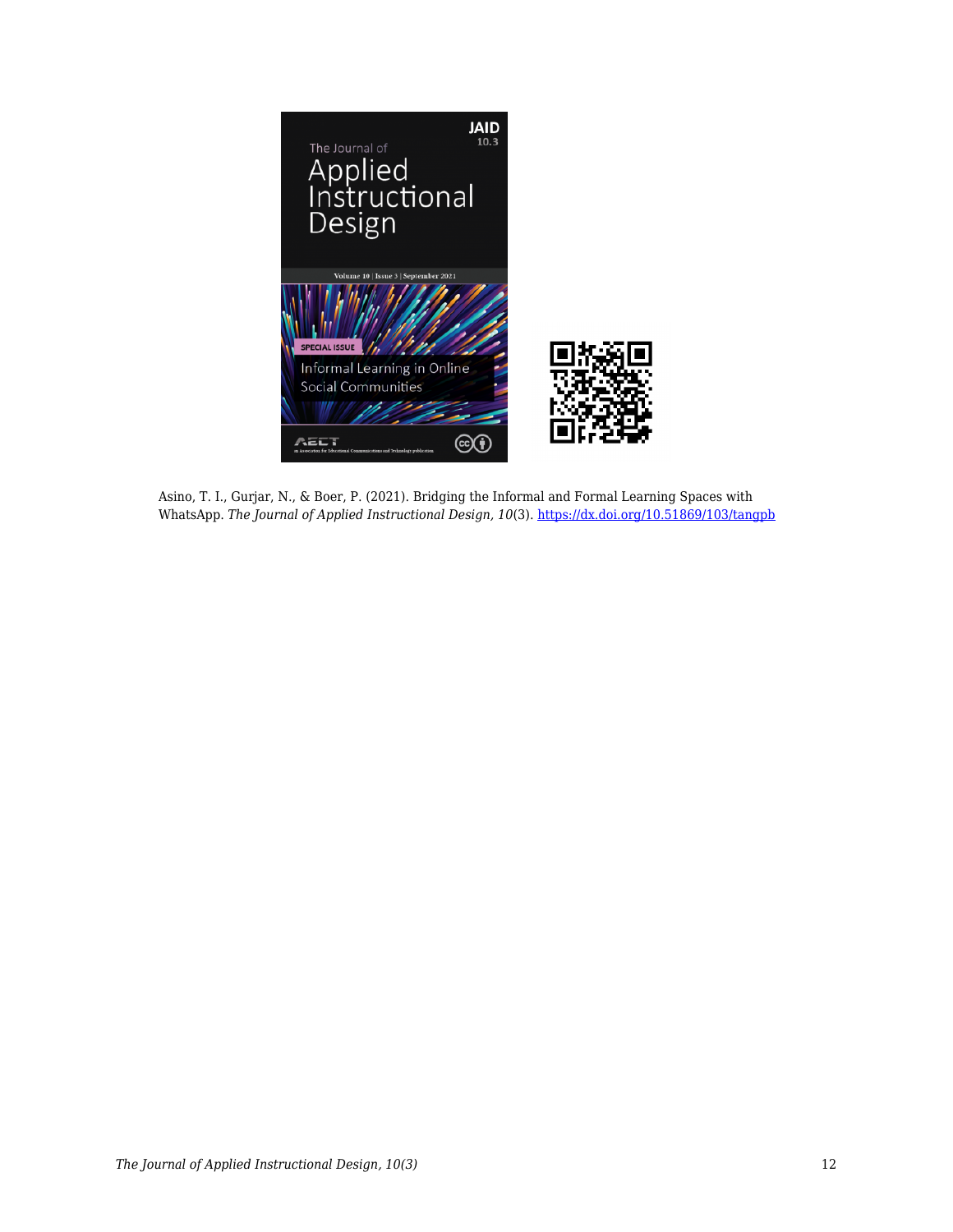Asino, T. I., Gurjar, N., & Boer, P. (2021). Bridging the Informal and Formal Learning Spaces with WhatsApp. *The Journal of Applied Instructional Design, 10*(3). https://dx.doi.org/10.51869/103/tangpb